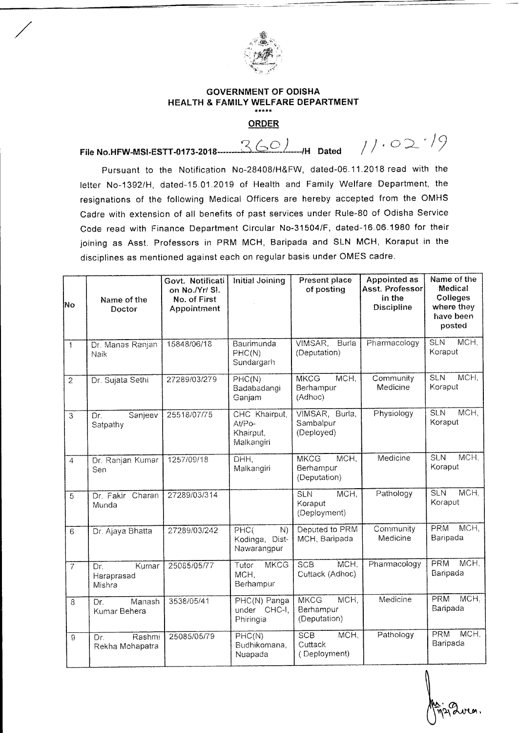**GOVERNMENT OF ODISHA**
**HEALTH & FAMILY WELFARE DEPARTMENT**
\*\*\*\*\*

## ORDER

**File No.HFW-MSI-ESTT-0173-2018-------3601-------/H Dated 11.02.19**

Pursuant to the Notification No-28408/H&FW, dated-06.11.2018 read with the letter No-1392/H, dated-15.01.2019 of Health and Family Welfare Department, the resignations of the following Medical Officers are hereby accepted from the OMHS Cadre with extension of all benefits of past services under Rule-80 of Odisha Service Code read with Finance Department Circular No-31504/F, dated-16.06.1980 for their joining as Asst. Professors in PRM MCH, Baripada and SLN MCH, Koraput in the disciplines as mentioned against each on regular basis under OMES cadre.

| No | Name of the Doctor | Govt. Notification No./Yr/ Sl. No. of First Appointment | Initial Joining | Present place of posting | Appointed as Asst. Professor in the Discipline | Name of the Medical Colleges where they have been posted |
|---|---|---|---|---|---|---|
| 1 | Dr. Manas Ranjan Naik | 15848/06/18 | Baurimunda PHC(N) Sundargarh | VIMSAR, Burla (Deputation) | Pharmacology | SLN MCH, Koraput |
| 2 | Dr. Sujata Sethi | 27289/03/279 | PHC(N) Badabadangi Ganjam | MKCG MCH, Berhampur (Adhoc) | Community Medicine | SLN MCH, Koraput |
| 3 | Dr. Sanjeev Satpathy | 25518/07/75 | CHC Khairput, At/Po-Khairput, Malkangiri | VIMSAR, Burla, Sambalpur (Deployed) | Physiology | SLN MCH, Koraput |
| 4 | Dr. Ranjan Kumar Sen | 1257/09/18 | DHH, Malkangiri | MKCG MCH, Berhampur (Deputation) | Medicine | SLN MCH, Koraput |
| 5 | Dr. Fakir Charan Munda | 27289/03/314 | | SLN MCH, Koraput (Deployment) | Pathology | SLN MCH, Koraput |
| 6 | Dr. Ajaya Bhatta | 27289/03/242 | PHC( N) Kodinga, Dist-Nawarangpur | Deputed to PRM MCH, Baripada | Community Medicine | PRM MCH, Baripada |
| 7 | Dr. Kumar Haraprasad Mishra | 25085/05/77 | Tutor MKCG MCH, Berhampur | SCB MCH, Cuttack (Adhoc) | Pharmacology | PRM MCH, Baripada |
| 8 | Dr. Manash Kumar Behera | 3538/05/41 | PHC(N) Panga under CHC-I, Phiringia | MKCG MCH, Berhampur (Deputation) | Medicine | PRM MCH, Baripada |
| 9 | Dr. Rashmi Rekha Mohapatra | 25085/05/79 | PHC(N) Budhikomana, Nuapada | SCB MCH, Cuttack ( Deployment) | Pathology | PRM MCH, Baripada |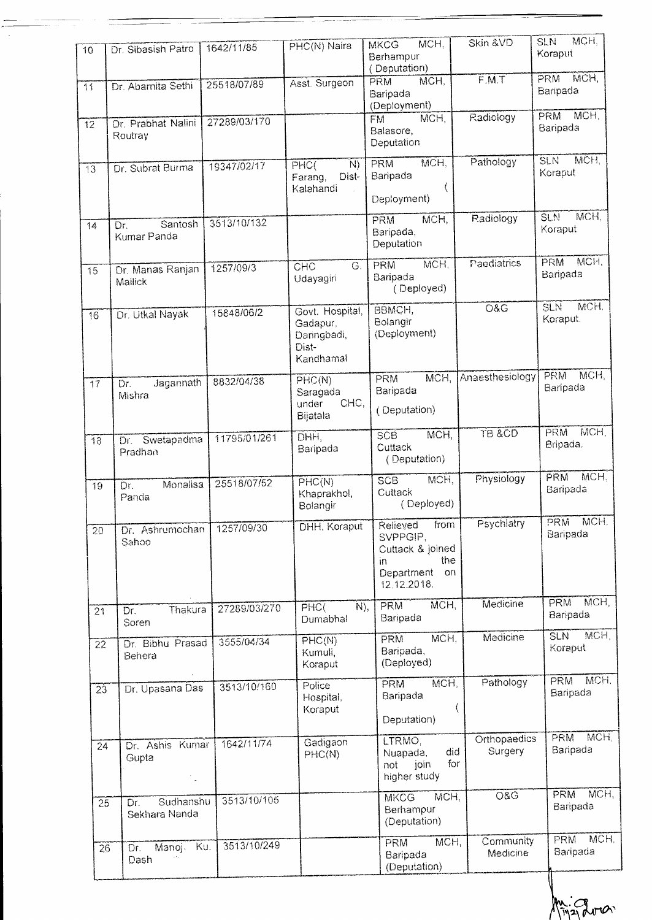| | | | | | | |
|---|---|---|---|---|---|---|
| 10 | Dr. Sibasish Patro | 1642/11/85 | PHC(N) Naira | MKCG MCH, Berhampur ( Deputation) | Skin &VD | SLN MCH, Koraput |
| 11 | Dr. Abarnita Sethi | 25518/07/89 | Asst. Surgeon | PRM MCH, Baripada (Deployment) | F.M.T | PRM MCH, Baripada |
| 12 | Dr. Prabhat Nalini Routray | 27289/03/170 | | FM MCH, Balasore, Deputation | Radiology | PRM MCH, Baripada |
| 13 | Dr. Subrat Burma | 19347/02/17 | PHC( N) Farang, Dist- Kalahandi | PRM MCH, Baripada ( Deployment) | Pathology | SLN MCH, Koraput |
| 14 | Dr. Santosh Kumar Panda | 3513/10/132 | | PRM MCH, Baripada, Deputation | Radiology | SLN MCH, Koraput |
| 15 | Dr. Manas Ranjan Mallick | 1257/09/3 | CHC G. Udayagiri | PRM MCH, Baripada ( Deployed) | Paediatrics | PRM MCH, Baripada |
| 16 | Dr. Utkal Nayak | 15848/06/2 | Govt. Hospital, Gadapur, Daringbadi, Dist- Kandhamal | BBMCH, Bolangir (Deployment) | O&G | SLN MCH, Koraput. |
| 17 | Dr. Jagannath Mishra | 8832/04/38 | PHC(N) Saragada under CHC, Bijatala | PRM MCH, Baripada ( Deputation) | Anaesthesiology | PRM MCH, Baripada |
| 18 | Dr. Swetapadma Pradhan | 11795/01/261 | DHH, Baripada | SCB MCH, Cuttack ( Deputation) | TB &CD | PRM MCH, Bripada. |
| 19 | Dr. Monalisa Panda | 25518/07/52 | PHC(N) Khaprakhol, Bolangir | SCB MCH, Cuttack ( Deployed) | Physiology | PRM MCH, Baripada |
| 20 | Dr. Ashrumochan Sahoo | 1257/09/30 | DHH, Koraput | Relieved from SVPPGIP, Cuttack & joined in the Department on 12.12.2018. | Psychiatry | PRM MCH, Baripada |
| 21 | Dr. Thakura Soren | 27289/03/270 | PHC( N), Dumabhal | PRM MCH, Baripada | Medicine | PRM MCH, Baripada |
| 22 | Dr. Bibhu Prasad Behera | 3555/04/34 | PHC(N) Kumuli, Koraput | PRM MCH, Baripada, (Deployed) | Medicine | SLN MCH, Koraput |
| 23 | Dr. Upasana Das | 3513/10/160 | Police Hospital, Koraput | PRM MCH, Baripada ( Deputation) | Pathology | PRM MCH, Baripada |
| 24 | Dr. Ashis Kumar Gupta | 1642/11/74 | Gadigaon PHC(N) | LTRMO, Nuapada, did not join for higher study | Orthopaedics Surgery | PRM MCH, Baripada |
| 25 | Dr. Sudhanshu Sekhara Nanda | 3513/10/105 | | MKCG MCH, Berhampur (Deputation) | O&G | PRM MCH, Baripada |
| 26 | Dr. Manoj Ku. Dash | 3513/10/249 | | PRM MCH, Baripada (Deputation) | Community Medicine | PRM MCH, Baripada |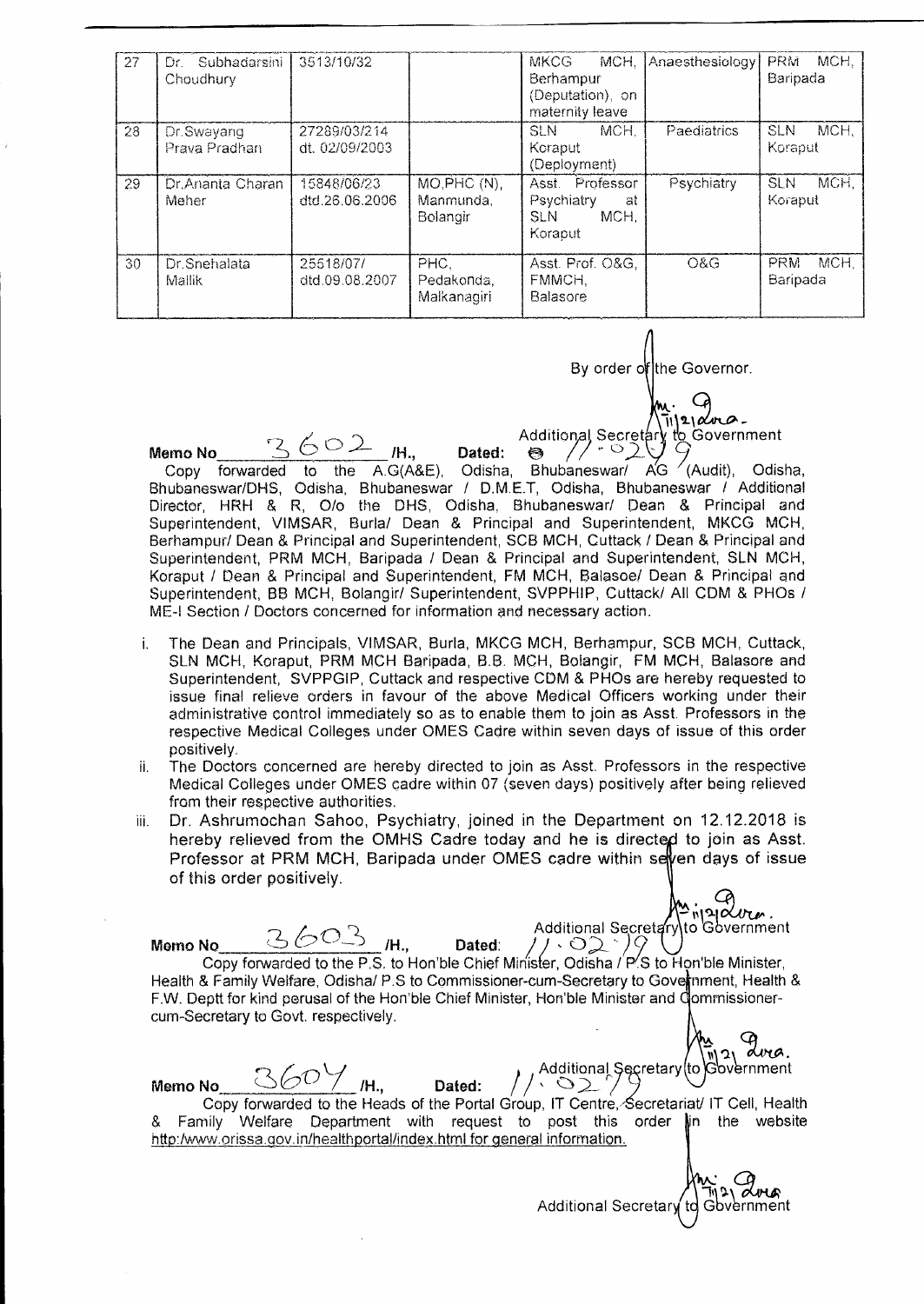| | | | | | | |
|---|---|---|---|---|---|---|
| 27 | Dr. Subhadarsini Choudhury | 3513/10/32 | | MKCG MCH, Berhampur (Deputation), on maternity leave | Anaesthesiology | PRM MCH, Baripada |
| 28 | Dr.Swayang Prava Pradhan | 27289/03/214 dt. 02/09/2003 | | SLN MCH, Koraput (Deployment) | Paediatrics | SLN MCH, Koraput |
| 29 | Dr.Ananta Charan Meher | 15848/06/23 dtd.26.06.2006 | MO,PHC (N), Manmunda, Bolangir | Asst. Professor Psychiatry at SLN MCH, Koraput | Psychiatry | SLN MCH, Koraput |
| 30 | Dr.Snehalata Mallik | 25518/07/ dtd.09.08.2007 | PHC, Pedakonda, Malkanagiri | Asst. Prof. O&G, FMMCH, Balasore | O&G | PRM MCH, Baripada |

By order of the Governor.

Additional Secretary to Government

**Memo No** 3602 /H., **Dated:** 11-02-19

Copy forwarded to the A.G(A&E), Odisha, Bhubaneswar/ AG (Audit), Odisha, Bhubaneswar/DHS, Odisha, Bhubaneswar / D.M.E.T, Odisha, Bhubaneswar / Additional Director, HRH & R, O/o the DHS, Odisha, Bhubaneswar/ Dean & Principal and Superintendent, VIMSAR, Burla/ Dean & Principal and Superintendent, MKCG MCH, Berhampur/ Dean & Principal and Superintendent, SCB MCH, Cuttack / Dean & Principal and Superintendent, PRM MCH, Baripada / Dean & Principal and Superintendent, SLN MCH, Koraput / Dean & Principal and Superintendent, FM MCH, Balasoe/ Dean & Principal and Superintendent, BB MCH, Bolangir/ Superintendent, SVPPHIP, Cuttack/ All CDM & PHOs / ME-I Section / Doctors concerned for information and necessary action.

i. The Dean and Principals, VIMSAR, Burla, MKCG MCH, Berhampur, SCB MCH, Cuttack, SLN MCH, Koraput, PRM MCH Baripada, B.B. MCH, Bolangir, FM MCH, Balasore and Superintendent, SVPPGIP, Cuttack and respective CDM & PHOs are hereby requested to issue final relieve orders in favour of the above Medical Officers working under their administrative control immediately so as to enable them to join as Asst. Professors in the respective Medical Colleges under OMES Cadre within seven days of issue of this order positively.
ii. The Doctors concerned are hereby directed to join as Asst. Professors in the respective Medical Colleges under OMES cadre within 07 (seven days) positively after being relieved from their respective authorities.
iii. Dr. Ashrumochan Sahoo, Psychiatry, joined in the Department on 12.12.2018 is hereby relieved from the OMHS Cadre today and he is directed to join as Asst. Professor at PRM MCH, Baripada under OMES cadre within seven days of issue of this order positively.

Additional Secretary to Government

**Memo No** 3603 /H., **Dated:** 11-02-19

Copy forwarded to the P.S. to Hon'ble Chief Minister, Odisha / P.S to Hon'ble Minister, Health & Family Welfare, Odisha/ P.S to Commissioner-cum-Secretary to Government, Health & F.W. Deptt for kind perusal of the Hon'ble Chief Minister, Hon'ble Minister and Commissioner-cum-Secretary to Govt. respectively.

Additional Secretary to Government

**Memo No** 3604 /H., **Dated:** 11-02-19

Copy forwarded to the Heads of the Portal Group, IT Centre, Secretariat/ IT Cell, Health & Family Welfare Department with request to post this order in the website http:/www.orissa.gov.in/healthportal/index.html for general information.

Additional Secretary to Government